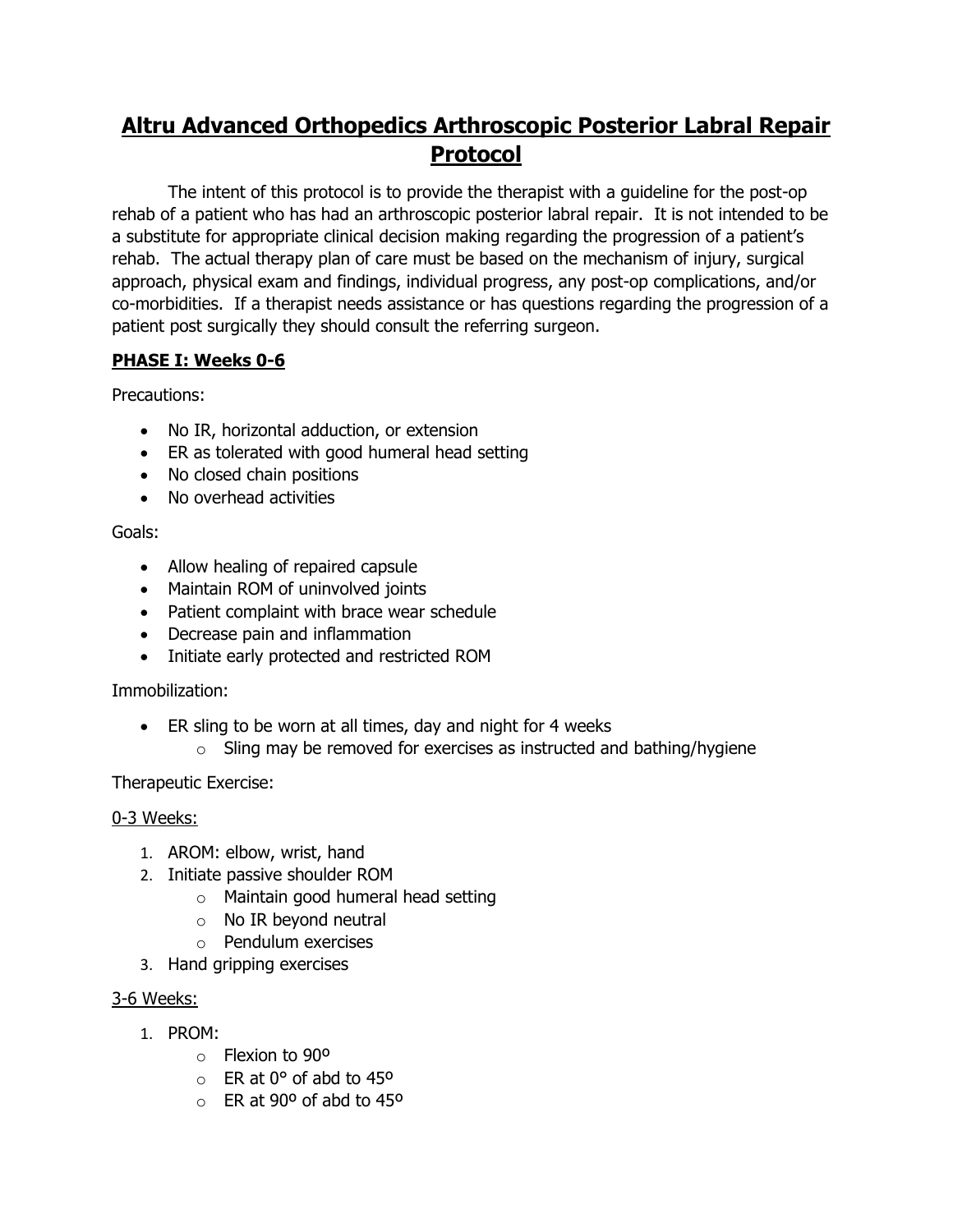# Altru Advanced Orthopedics Arthroscopic Posterior Labral Repair Protocol

The intent of this protocol is to provide the therapist with a guideline for the post-op rehab of a patient who has had an arthroscopic posterior labral repair. It is not intended to be a substitute for appropriate clinical decision making regarding the progression of a patient's rehab. The actual therapy plan of care must be based on the mechanism of injury, surgical approach, physical exam and findings, individual progress, any post-op complications, and/or co-morbidities. If a therapist needs assistance or has questions regarding the progression of a patient post surgically they should consult the referring surgeon.

## PHASE I: Weeks 0-6

Precautions:

- No IR, horizontal adduction, or extension
- ER as tolerated with good humeral head setting
- No closed chain positions
- No overhead activities

Goals:

- Allow healing of repaired capsule
- Maintain ROM of uninvolved joints
- Patient complaint with brace wear schedule
- Decrease pain and inflammation
- Initiate early protected and restricted ROM

Immobilization:

- ER sling to be worn at all times, day and night for 4 weeks
  - Sling may be removed for exercises as instructed and bathing/hygiene

Therapeutic Exercise:

0-3 Weeks:

1. AROM: elbow, wrist, hand
2. Initiate passive shoulder ROM
   - Maintain good humeral head setting
   - No IR beyond neutral
   - Pendulum exercises
3. Hand gripping exercises

3-6 Weeks:

1. PROM:
   - Flexion to 90º
   - ER at 0° of abd to 45º
   - ER at 90º of abd to 45º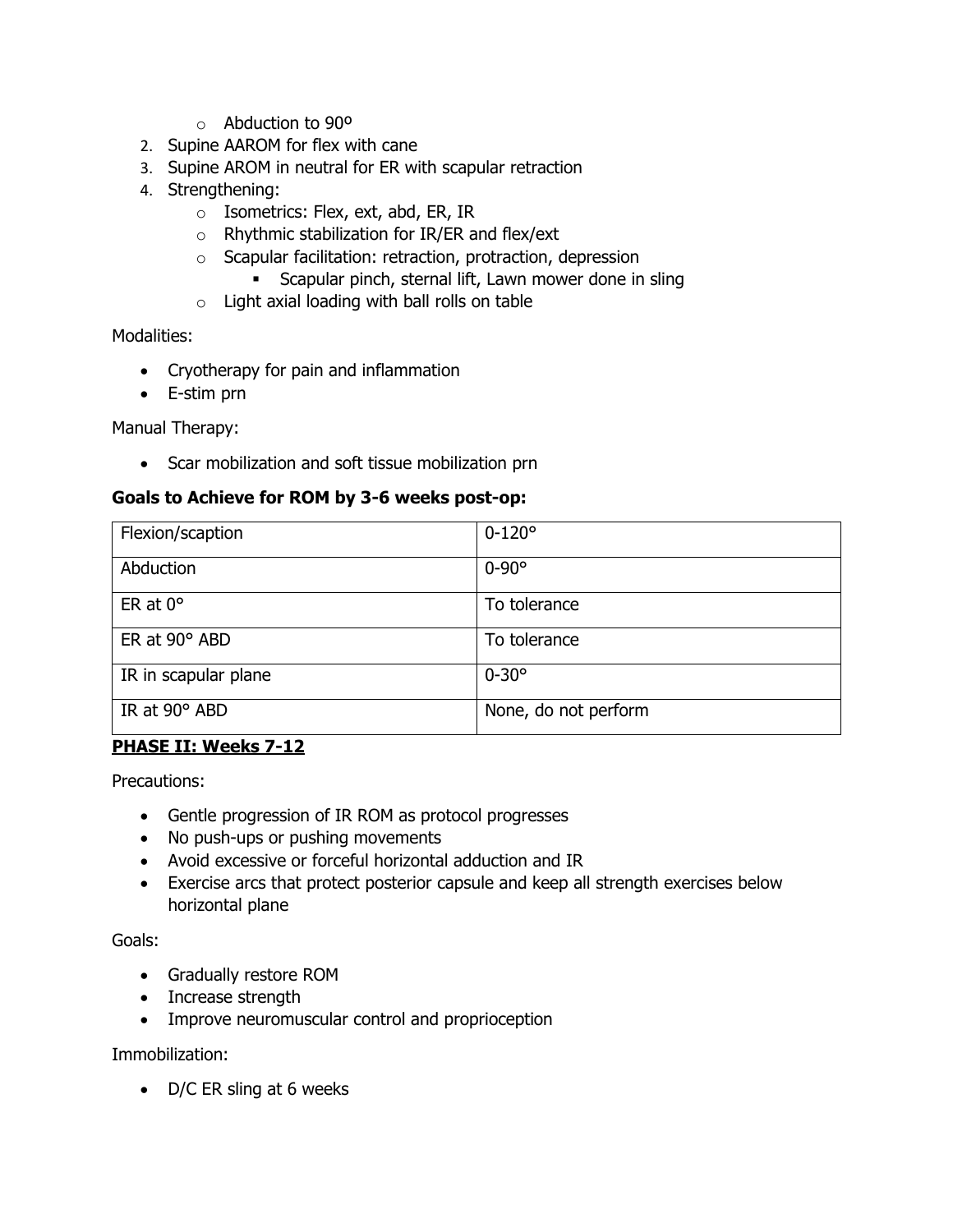- Abduction to 90º
2. Supine AAROM for flex with cane
3. Supine AROM in neutral for ER with scapular retraction
4. Strengthening:
   - Isometrics: Flex, ext, abd, ER, IR
   - Rhythmic stabilization for IR/ER and flex/ext
   - Scapular facilitation: retraction, protraction, depression
     - Scapular pinch, sternal lift, Lawn mower done in sling
   - Light axial loading with ball rolls on table

Modalities:

- Cryotherapy for pain and inflammation
- E-stim prn

Manual Therapy:

- Scar mobilization and soft tissue mobilization prn

**Goals to Achieve for ROM by 3-6 weeks post-op:**

| Flexion/scaption | 0-120° |
|---|---|
| Abduction | 0-90° |
| ER at 0° | To tolerance |
| ER at 90° ABD | To tolerance |
| IR in scapular plane | 0-30° |
| IR at 90° ABD | None, do not perform |

## **PHASE II: Weeks 7-12**

Precautions:

- Gentle progression of IR ROM as protocol progresses
- No push-ups or pushing movements
- Avoid excessive or forceful horizontal adduction and IR
- Exercise arcs that protect posterior capsule and keep all strength exercises below horizontal plane

Goals:

- Gradually restore ROM
- Increase strength
- Improve neuromuscular control and proprioception

Immobilization:

- D/C ER sling at 6 weeks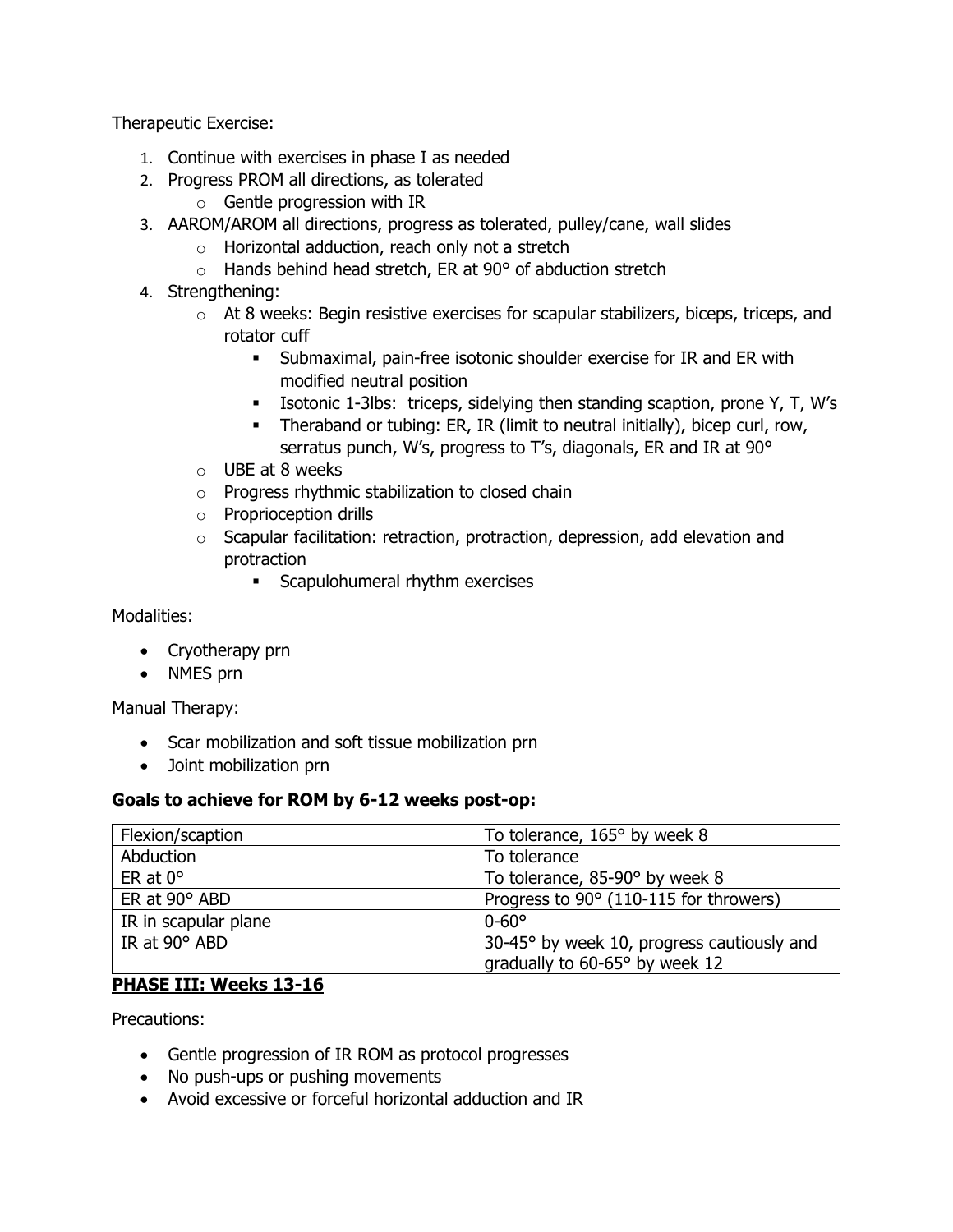Therapeutic Exercise:

1. Continue with exercises in phase I as needed
2. Progress PROM all directions, as tolerated
   - Gentle progression with IR
3. AAROM/AROM all directions, progress as tolerated, pulley/cane, wall slides
   - Horizontal adduction, reach only not a stretch
   - Hands behind head stretch, ER at 90° of abduction stretch
4. Strengthening:
   - At 8 weeks: Begin resistive exercises for scapular stabilizers, biceps, triceps, and rotator cuff
     - Submaximal, pain-free isotonic shoulder exercise for IR and ER with modified neutral position
     - Isotonic 1-3lbs: triceps, sidelying then standing scaption, prone Y, T, W's
     - Theraband or tubing: ER, IR (limit to neutral initially), bicep curl, row, serratus punch, W's, progress to T's, diagonals, ER and IR at 90°
   - UBE at 8 weeks
   - Progress rhythmic stabilization to closed chain
   - Proprioception drills
   - Scapular facilitation: retraction, protraction, depression, add elevation and protraction
     - Scapulohumeral rhythm exercises

Modalities:

- Cryotherapy prn
- NMES prn

Manual Therapy:

- Scar mobilization and soft tissue mobilization prn
- Joint mobilization prn

**Goals to achieve for ROM by 6-12 weeks post-op:**

| Flexion/scaption | To tolerance, 165° by week 8 |
|---|---|
| Abduction | To tolerance |
| ER at 0° | To tolerance, 85-90° by week 8 |
| ER at 90° ABD | Progress to 90° (110-115 for throwers) |
| IR in scapular plane | 0-60° |
| IR at 90° ABD | 30-45° by week 10, progress cautiously and gradually to 60-65° by week 12 |

## PHASE III: Weeks 13-16

Precautions:

- Gentle progression of IR ROM as protocol progresses
- No push-ups or pushing movements
- Avoid excessive or forceful horizontal adduction and IR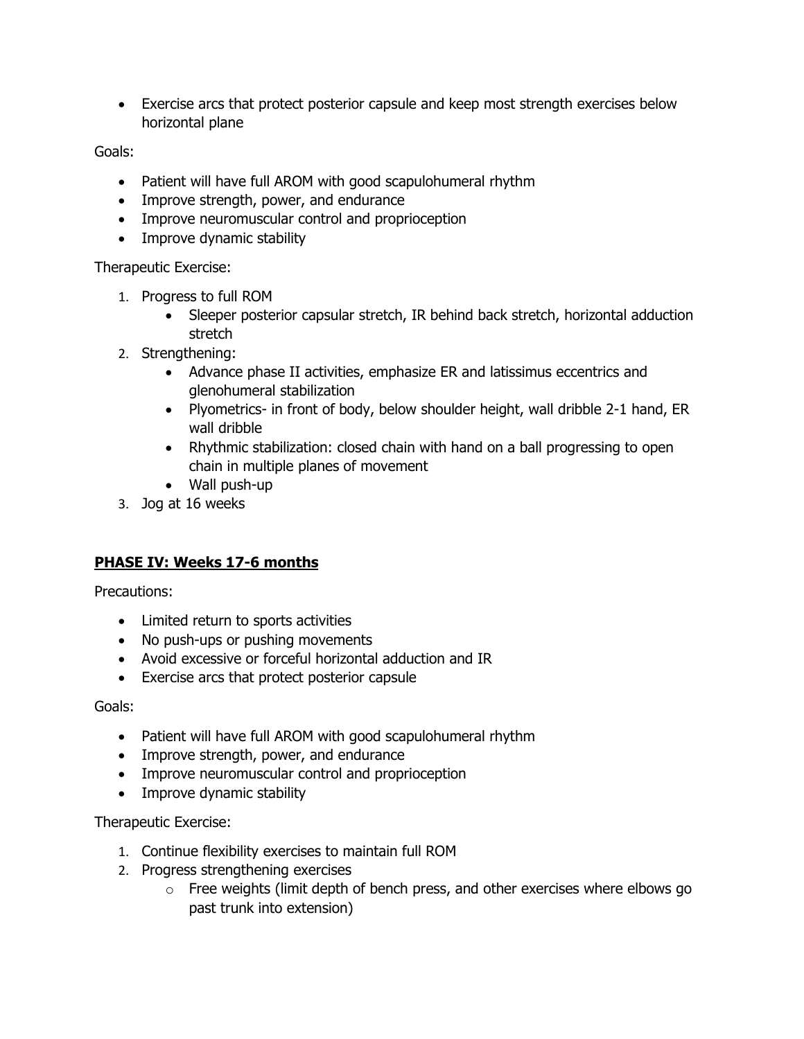- Exercise arcs that protect posterior capsule and keep most strength exercises below horizontal plane

Goals:

- Patient will have full AROM with good scapulohumeral rhythm
- Improve strength, power, and endurance
- Improve neuromuscular control and proprioception
- Improve dynamic stability

Therapeutic Exercise:

1. Progress to full ROM
   - Sleeper posterior capsular stretch, IR behind back stretch, horizontal adduction stretch
2. Strengthening:
   - Advance phase II activities, emphasize ER and latissimus eccentrics and glenohumeral stabilization
   - Plyometrics- in front of body, below shoulder height, wall dribble 2-1 hand, ER wall dribble
   - Rhythmic stabilization: closed chain with hand on a ball progressing to open chain in multiple planes of movement
   - Wall push-up
3. Jog at 16 weeks

## PHASE IV: Weeks 17-6 months

Precautions:

- Limited return to sports activities
- No push-ups or pushing movements
- Avoid excessive or forceful horizontal adduction and IR
- Exercise arcs that protect posterior capsule

Goals:

- Patient will have full AROM with good scapulohumeral rhythm
- Improve strength, power, and endurance
- Improve neuromuscular control and proprioception
- Improve dynamic stability

Therapeutic Exercise:

1. Continue flexibility exercises to maintain full ROM
2. Progress strengthening exercises
   - Free weights (limit depth of bench press, and other exercises where elbows go past trunk into extension)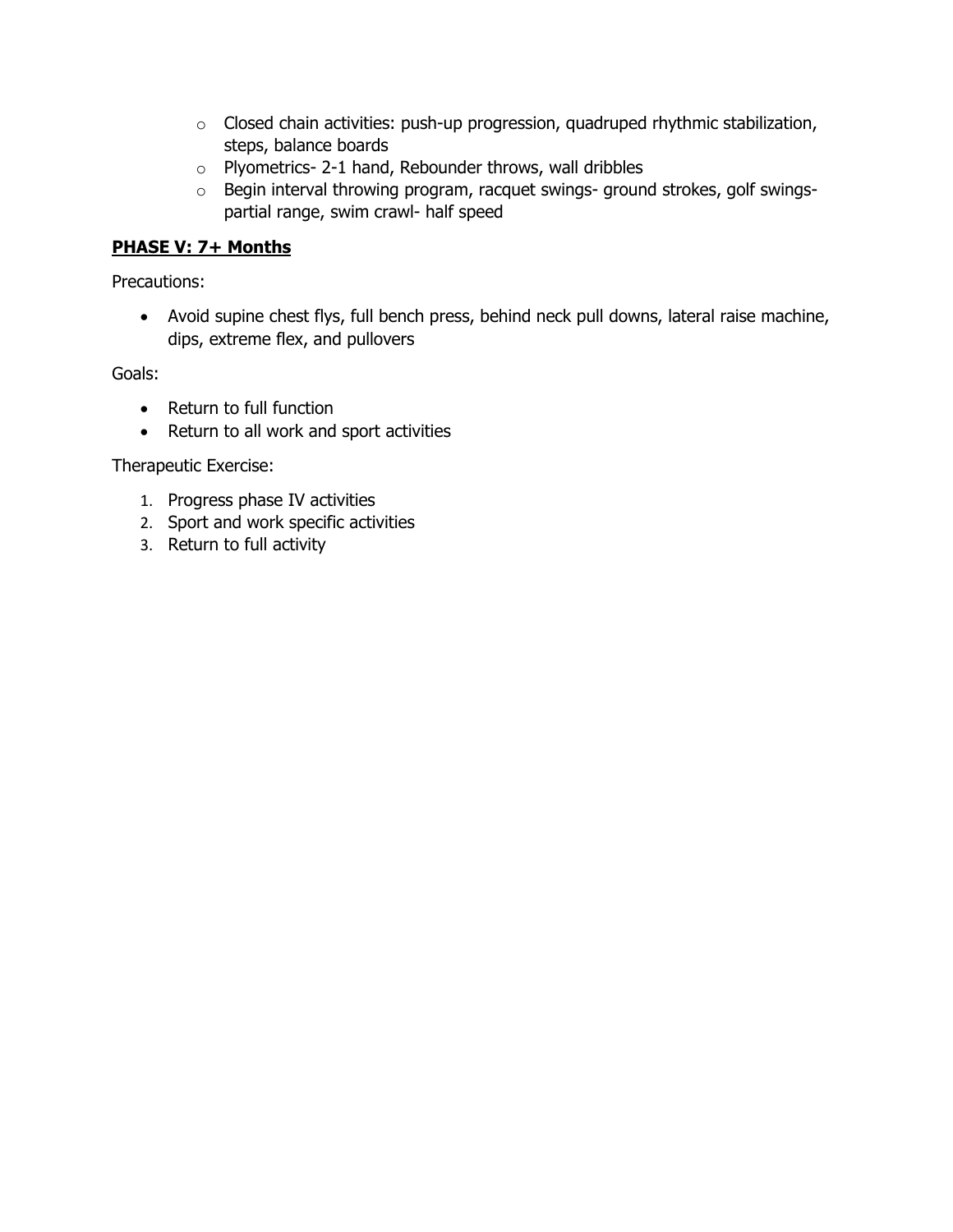- Closed chain activities: push-up progression, quadruped rhythmic stabilization, steps, balance boards
- Plyometrics- 2-1 hand, Rebounder throws, wall dribbles
- Begin interval throwing program, racquet swings- ground strokes, golf swings-partial range, swim crawl- half speed

**PHASE V: 7+ Months**

Precautions:

- Avoid supine chest flys, full bench press, behind neck pull downs, lateral raise machine, dips, extreme flex, and pullovers

Goals:

- Return to full function
- Return to all work and sport activities

Therapeutic Exercise:

1. Progress phase IV activities
2. Sport and work specific activities
3. Return to full activity